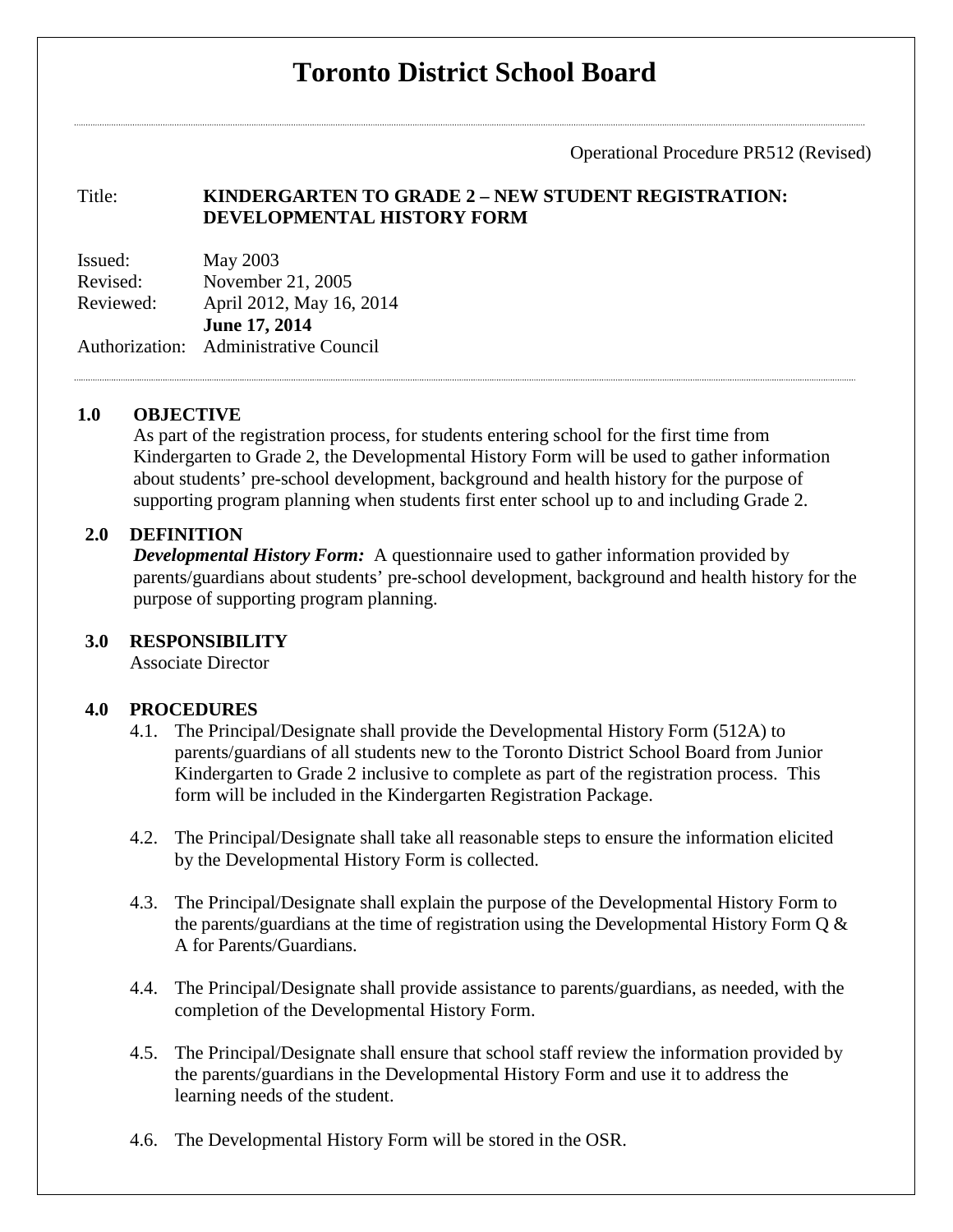# Toronto District School Board

Operational Procedure PR512 (Revised)

| | |
|---|---|
| Title: | **KINDERGARTEN TO GRADE 2 – NEW STUDENT REGISTRATION: DEVELOPMENTAL HISTORY FORM** |

| | |
|---|---|
| Issued: | May 2003 |
| Revised: | November 21, 2005 |
| Reviewed: | April 2012, May 16, 2014 **June 17, 2014** |
| Authorization: | Administrative Council |

## 1.0 OBJECTIVE

As part of the registration process, for students entering school for the first time from Kindergarten to Grade 2, the Developmental History Form will be used to gather information about students' pre-school development, background and health history for the purpose of supporting program planning when students first enter school up to and including Grade 2.

## 2.0 DEFINITION

***Developmental History Form:*** A questionnaire used to gather information provided by parents/guardians about students' pre-school development, background and health history for the purpose of supporting program planning.

## 3.0 RESPONSIBILITY

Associate Director

## 4.0 PROCEDURES

4.1. The Principal/Designate shall provide the Developmental History Form (512A) to parents/guardians of all students new to the Toronto District School Board from Junior Kindergarten to Grade 2 inclusive to complete as part of the registration process. This form will be included in the Kindergarten Registration Package.

4.2. The Principal/Designate shall take all reasonable steps to ensure the information elicited by the Developmental History Form is collected.

4.3. The Principal/Designate shall explain the purpose of the Developmental History Form to the parents/guardians at the time of registration using the Developmental History Form Q & A for Parents/Guardians.

4.4. The Principal/Designate shall provide assistance to parents/guardians, as needed, with the completion of the Developmental History Form.

4.5. The Principal/Designate shall ensure that school staff review the information provided by the parents/guardians in the Developmental History Form and use it to address the learning needs of the student.

4.6. The Developmental History Form will be stored in the OSR.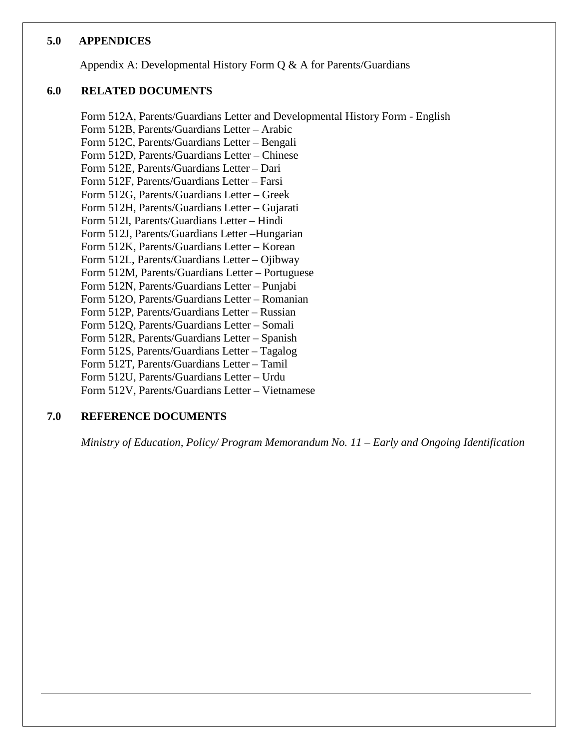## 5.0 APPENDICES

Appendix A: Developmental History Form Q & A for Parents/Guardians

## 6.0 RELATED DOCUMENTS

Form 512A, Parents/Guardians Letter and Developmental History Form - English
Form 512B, Parents/Guardians Letter – Arabic
Form 512C, Parents/Guardians Letter – Bengali
Form 512D, Parents/Guardians Letter – Chinese
Form 512E, Parents/Guardians Letter – Dari
Form 512F, Parents/Guardians Letter – Farsi
Form 512G, Parents/Guardians Letter – Greek
Form 512H, Parents/Guardians Letter – Gujarati
Form 512I, Parents/Guardians Letter – Hindi
Form 512J, Parents/Guardians Letter –Hungarian
Form 512K, Parents/Guardians Letter – Korean
Form 512L, Parents/Guardians Letter – Ojibway
Form 512M, Parents/Guardians Letter – Portuguese
Form 512N, Parents/Guardians Letter – Punjabi
Form 512O, Parents/Guardians Letter – Romanian
Form 512P, Parents/Guardians Letter – Russian
Form 512Q, Parents/Guardians Letter – Somali
Form 512R, Parents/Guardians Letter – Spanish
Form 512S, Parents/Guardians Letter – Tagalog
Form 512T, Parents/Guardians Letter – Tamil
Form 512U, Parents/Guardians Letter – Urdu
Form 512V, Parents/Guardians Letter – Vietnamese

## 7.0 REFERENCE DOCUMENTS

*Ministry of Education, Policy/ Program Memorandum No. 11 – Early and Ongoing Identification*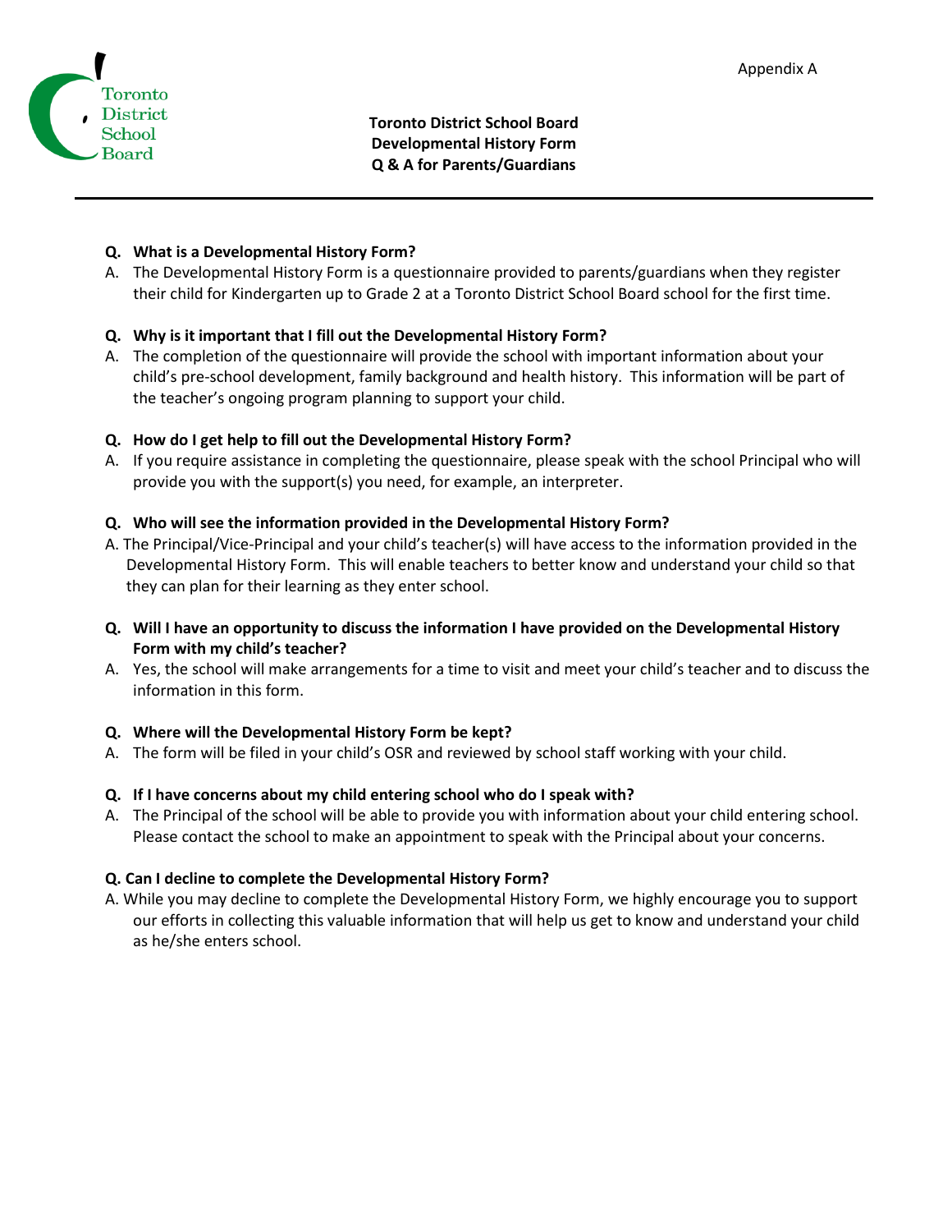Appendix A

**Toronto District School Board**
**Developmental History Form**
**Q & A for Parents/Guardians**

**Q. What is a Developmental History Form?**

A. The Developmental History Form is a questionnaire provided to parents/guardians when they register their child for Kindergarten up to Grade 2 at a Toronto District School Board school for the first time.

**Q. Why is it important that I fill out the Developmental History Form?**

A. The completion of the questionnaire will provide the school with important information about your child's pre-school development, family background and health history. This information will be part of the teacher's ongoing program planning to support your child.

**Q. How do I get help to fill out the Developmental History Form?**

A. If you require assistance in completing the questionnaire, please speak with the school Principal who will provide you with the support(s) you need, for example, an interpreter.

**Q. Who will see the information provided in the Developmental History Form?**

A. The Principal/Vice-Principal and your child's teacher(s) will have access to the information provided in the Developmental History Form. This will enable teachers to better know and understand your child so that they can plan for their learning as they enter school.

**Q. Will I have an opportunity to discuss the information I have provided on the Developmental History Form with my child's teacher?**

A. Yes, the school will make arrangements for a time to visit and meet your child's teacher and to discuss the information in this form.

**Q. Where will the Developmental History Form be kept?**

A. The form will be filed in your child's OSR and reviewed by school staff working with your child.

**Q. If I have concerns about my child entering school who do I speak with?**

A. The Principal of the school will be able to provide you with information about your child entering school. Please contact the school to make an appointment to speak with the Principal about your concerns.

**Q. Can I decline to complete the Developmental History Form?**

A. While you may decline to complete the Developmental History Form, we highly encourage you to support our efforts in collecting this valuable information that will help us get to know and understand your child as he/she enters school.